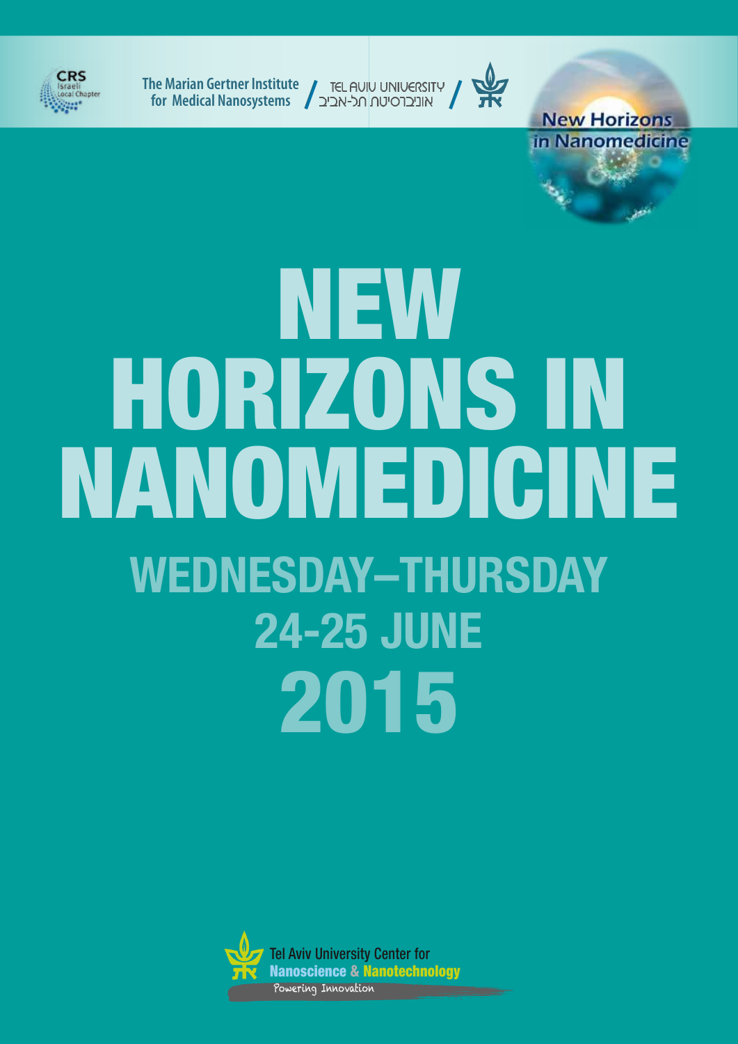CRS Israeli Local Chapter

The Marian Gertner Institute for Medical Nanosystems / TEL AVIV UNIVERSITY אוניברסיטת תל-אביב /

New Horizons in Nanomedicine

# NEW HORIZONS IN NANOMEDICINE

## WEDNESDAY–THURSDAY 24-25 JUNE 2015

Tel Aviv University Center for Nanoscience & Nanotechnology

Powering Innovation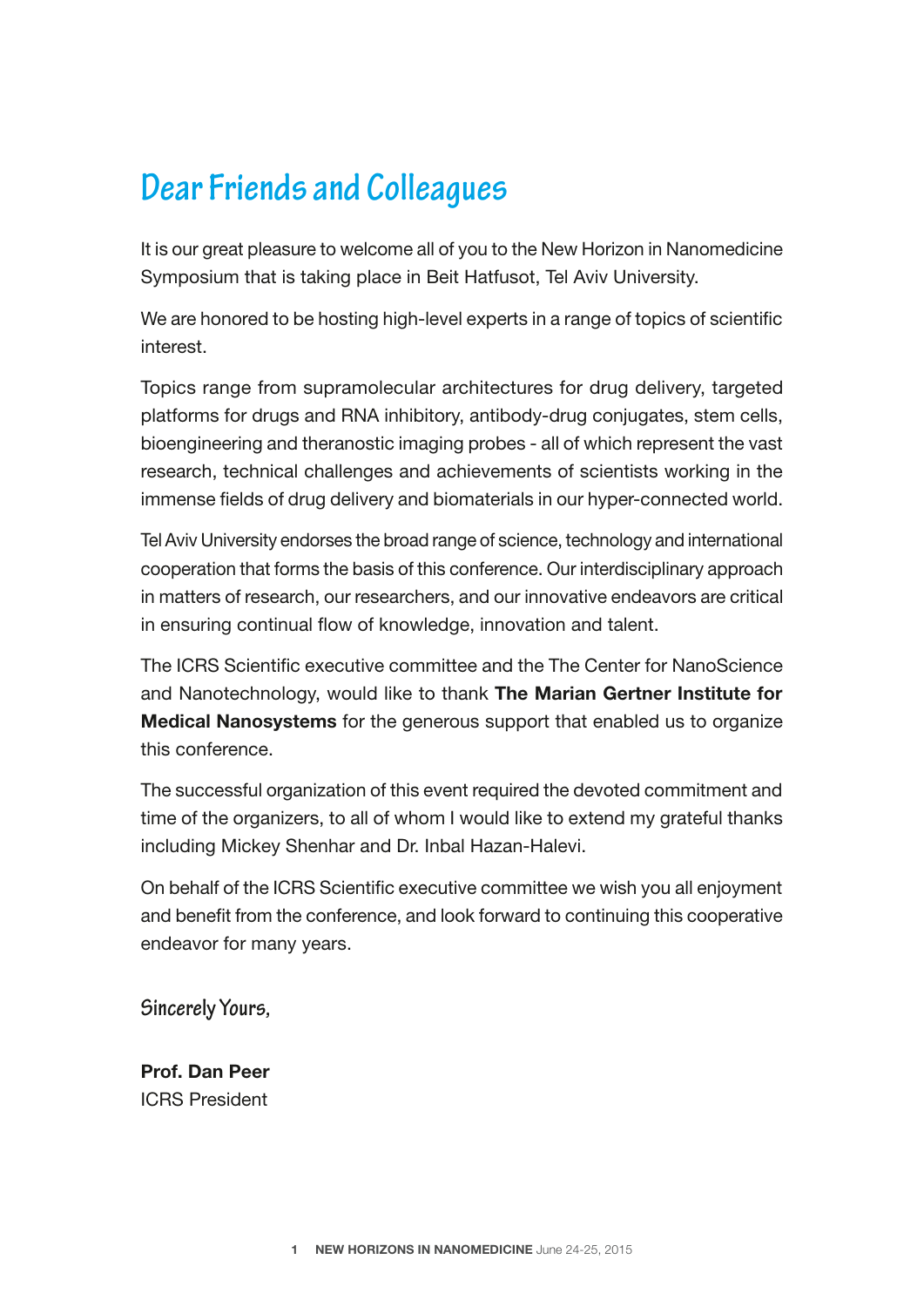# Dear Friends and Colleagues

It is our great pleasure to welcome all of you to the New Horizon in Nanomedicine Symposium that is taking place in Beit Hatfusot, Tel Aviv University.

We are honored to be hosting high-level experts in a range of topics of scientific interest.

Topics range from supramolecular architectures for drug delivery, targeted platforms for drugs and RNA inhibitory, antibody-drug conjugates, stem cells, bioengineering and theranostic imaging probes - all of which represent the vast research, technical challenges and achievements of scientists working in the immense fields of drug delivery and biomaterials in our hyper-connected world.

Tel Aviv University endorses the broad range of science, technology and international cooperation that forms the basis of this conference. Our interdisciplinary approach in matters of research, our researchers, and our innovative endeavors are critical in ensuring continual flow of knowledge, innovation and talent.

The ICRS Scientific executive committee and the The Center for NanoScience and Nanotechnology, would like to thank **The Marian Gertner Institute for Medical Nanosystems** for the generous support that enabled us to organize this conference.

The successful organization of this event required the devoted commitment and time of the organizers, to all of whom I would like to extend my grateful thanks including Mickey Shenhar and Dr. Inbal Hazan-Halevi.

On behalf of the ICRS Scientific executive committee we wish you all enjoyment and benefit from the conference, and look forward to continuing this cooperative endeavor for many years.

Sincerely Yours,

**Prof. Dan Peer**
ICRS President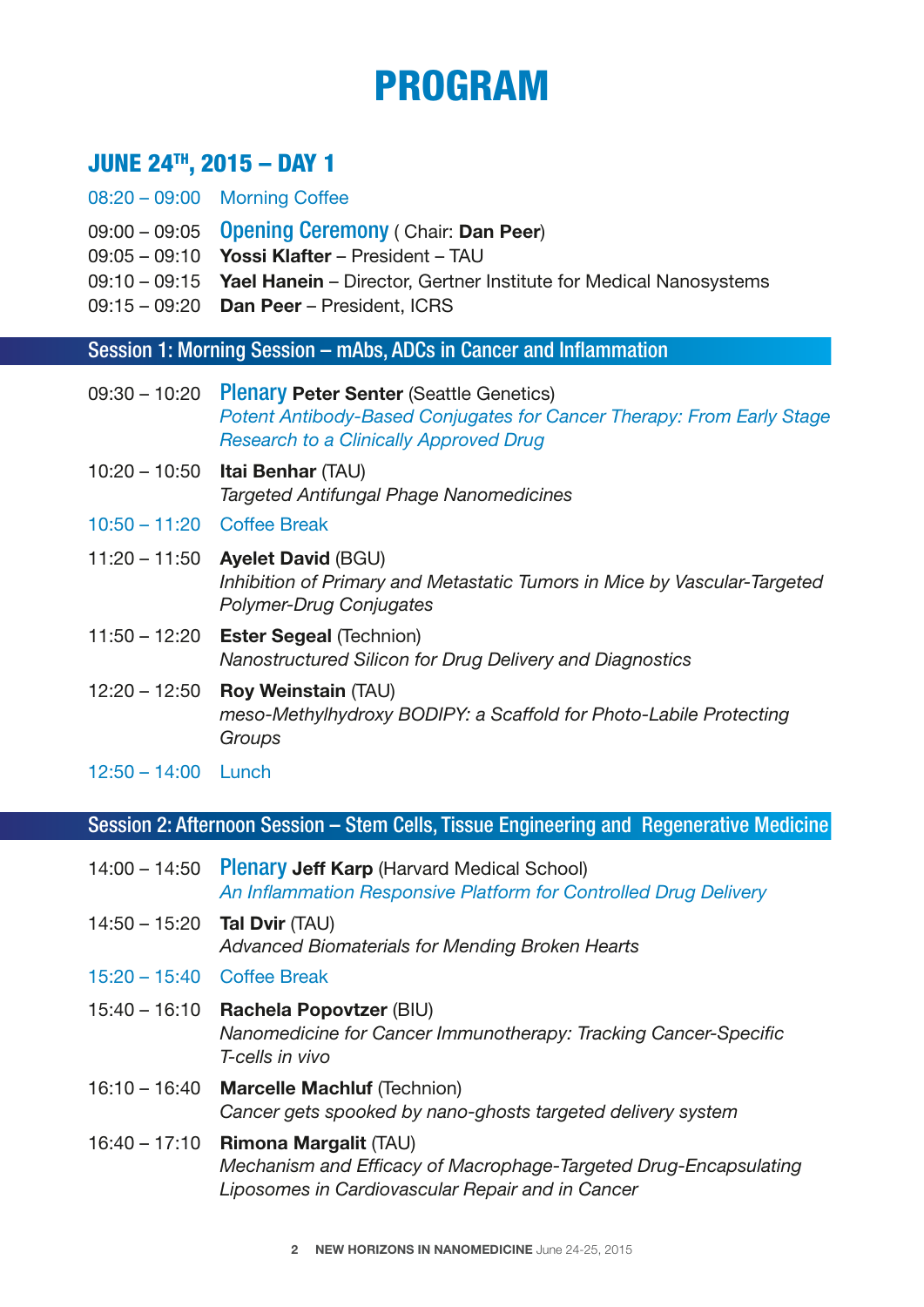# PROGRAM

## JUNE 24TH, 2015 – DAY 1

08:20 – 09:00 Morning Coffee

09:00 – 09:05 **Opening Ceremony** ( Chair: **Dan Peer**)
09:05 – 09:10 **Yossi Klafter** – President – TAU
09:10 – 09:15 **Yael Hanein** – Director, Gertner Institute for Medical Nanosystems
09:15 – 09:20 **Dan Peer** – President, ICRS

### Session 1: Morning Session – mAbs, ADCs in Cancer and Inflammation

09:30 – 10:20 **Plenary Peter Senter** (Seattle Genetics)
*Potent Antibody-Based Conjugates for Cancer Therapy: From Early Stage Research to a Clinically Approved Drug*

10:20 – 10:50 **Itai Benhar** (TAU)
*Targeted Antifungal Phage Nanomedicines*

10:50 – 11:20 Coffee Break

11:20 – 11:50 **Ayelet David** (BGU)
*Inhibition of Primary and Metastatic Tumors in Mice by Vascular-Targeted Polymer-Drug Conjugates*

11:50 – 12:20 **Ester Segeal** (Technion)
*Nanostructured Silicon for Drug Delivery and Diagnostics*

12:20 – 12:50 **Roy Weinstain** (TAU)
*meso-Methylhydroxy BODIPY: a Scaffold for Photo-Labile Protecting Groups*

12:50 – 14:00 Lunch

### Session 2: Afternoon Session – Stem Cells, Tissue Engineering and Regenerative Medicine

14:00 – 14:50 **Plenary Jeff Karp** (Harvard Medical School)
*An Inflammation Responsive Platform for Controlled Drug Delivery*

14:50 – 15:20 **Tal Dvir** (TAU)
*Advanced Biomaterials for Mending Broken Hearts*

15:20 – 15:40 Coffee Break

15:40 – 16:10 **Rachela Popovtzer** (BIU)
*Nanomedicine for Cancer Immunotherapy: Tracking Cancer-Specific T-cells in vivo*

16:10 – 16:40 **Marcelle Machluf** (Technion)
*Cancer gets spooked by nano-ghosts targeted delivery system*

16:40 – 17:10 **Rimona Margalit** (TAU)
*Mechanism and Efficacy of Macrophage-Targeted Drug-Encapsulating Liposomes in Cardiovascular Repair and in Cancer*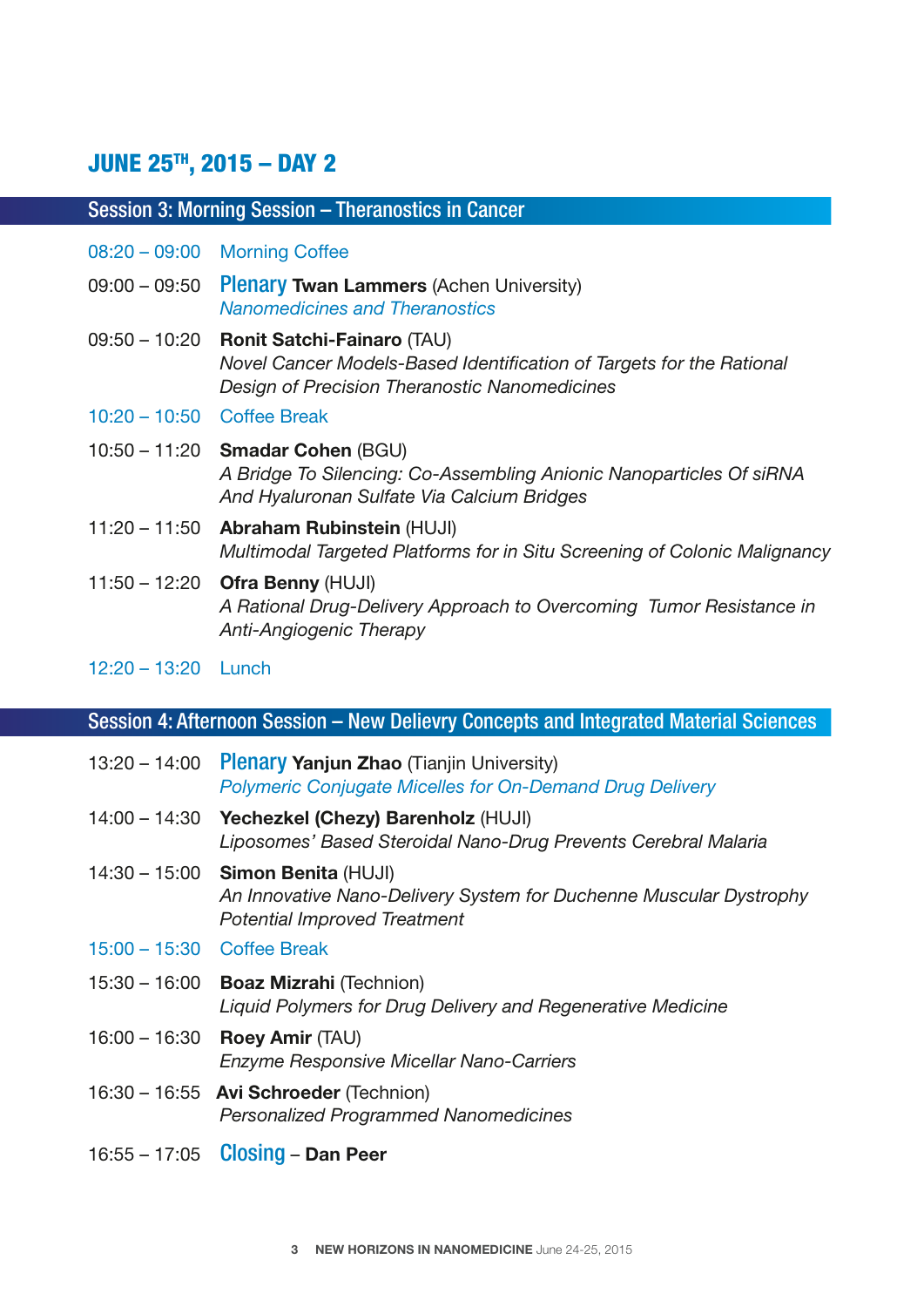## JUNE 25TH, 2015 – DAY 2

### Session 3: Morning Session – Theranostics in Cancer

08:20 – 09:00 Morning Coffee

09:00 – 09:50 Plenary **Twan Lammers** (Achen University)
*Nanomedicines and Theranostics*

09:50 – 10:20 **Ronit Satchi-Fainaro** (TAU)
*Novel Cancer Models-Based Identification of Targets for the Rational Design of Precision Theranostic Nanomedicines*

10:20 – 10:50 Coffee Break

10:50 – 11:20 **Smadar Cohen** (BGU)
*A Bridge To Silencing: Co-Assembling Anionic Nanoparticles Of siRNA And Hyaluronan Sulfate Via Calcium Bridges*

11:20 – 11:50 **Abraham Rubinstein** (HUJI)
*Multimodal Targeted Platforms for in Situ Screening of Colonic Malignancy*

11:50 – 12:20 **Ofra Benny** (HUJI)
*A Rational Drug-Delivery Approach to Overcoming Tumor Resistance in Anti-Angiogenic Therapy*

12:20 – 13:20 Lunch

### Session 4: Afternoon Session – New Delievry Concepts and Integrated Material Sciences

13:20 – 14:00 Plenary **Yanjun Zhao** (Tianjin University)
*Polymeric Conjugate Micelles for On-Demand Drug Delivery*

14:00 – 14:30 **Yechezkel (Chezy) Barenholz** (HUJI)
*Liposomes' Based Steroidal Nano-Drug Prevents Cerebral Malaria*

14:30 – 15:00 **Simon Benita** (HUJI)
*An Innovative Nano-Delivery System for Duchenne Muscular Dystrophy Potential Improved Treatment*

15:00 – 15:30 Coffee Break

15:30 – 16:00 **Boaz Mizrahi** (Technion)
*Liquid Polymers for Drug Delivery and Regenerative Medicine*

16:00 – 16:30 **Roey Amir** (TAU)
*Enzyme Responsive Micellar Nano-Carriers*

16:30 – 16:55 **Avi Schroeder** (Technion)
*Personalized Programmed Nanomedicines*

16:55 – 17:05 Closing – **Dan Peer**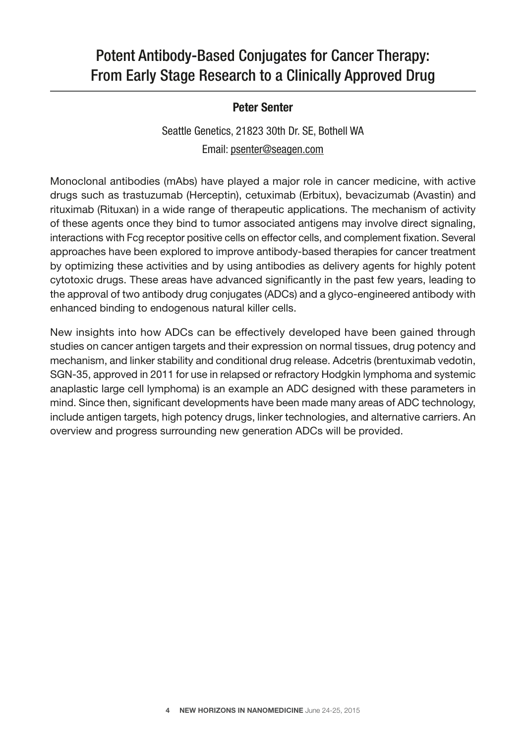# Potent Antibody-Based Conjugates for Cancer Therapy: From Early Stage Research to a Clinically Approved Drug

**Peter Senter**

Seattle Genetics, 21823 30th Dr. SE, Bothell WA

Email: psenter@seagen.com

Monoclonal antibodies (mAbs) have played a major role in cancer medicine, with active drugs such as trastuzumab (Herceptin), cetuximab (Erbitux), bevacizumab (Avastin) and rituximab (Rituxan) in a wide range of therapeutic applications. The mechanism of activity of these agents once they bind to tumor associated antigens may involve direct signaling, interactions with Fcg receptor positive cells on effector cells, and complement fixation. Several approaches have been explored to improve antibody-based therapies for cancer treatment by optimizing these activities and by using antibodies as delivery agents for highly potent cytotoxic drugs. These areas have advanced significantly in the past few years, leading to the approval of two antibody drug conjugates (ADCs) and a glyco-engineered antibody with enhanced binding to endogenous natural killer cells.

New insights into how ADCs can be effectively developed have been gained through studies on cancer antigen targets and their expression on normal tissues, drug potency and mechanism, and linker stability and conditional drug release. Adcetris (brentuximab vedotin, SGN-35, approved in 2011 for use in relapsed or refractory Hodgkin lymphoma and systemic anaplastic large cell lymphoma) is an example an ADC designed with these parameters in mind. Since then, significant developments have been made many areas of ADC technology, include antigen targets, high potency drugs, linker technologies, and alternative carriers. An overview and progress surrounding new generation ADCs will be provided.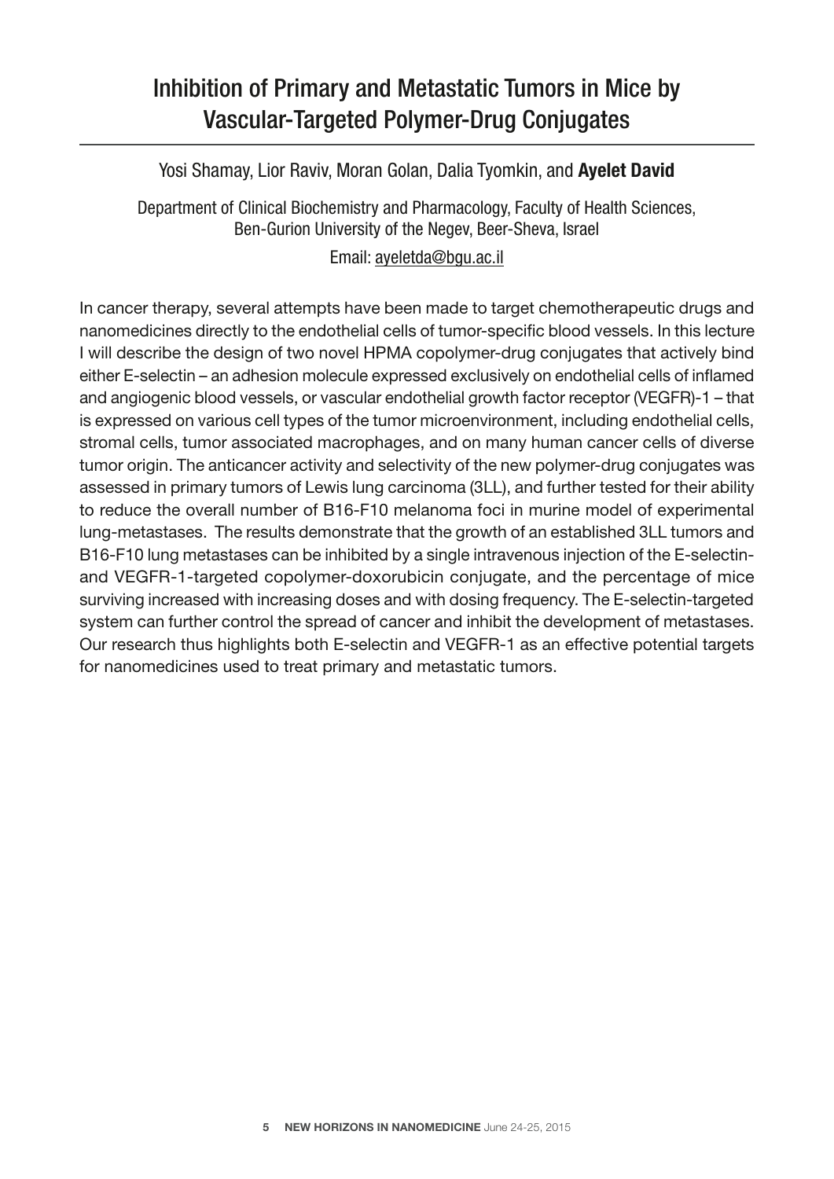# Inhibition of Primary and Metastatic Tumors in Mice by Vascular-Targeted Polymer-Drug Conjugates

Yosi Shamay, Lior Raviv, Moran Golan, Dalia Tyomkin, and **Ayelet David**

Department of Clinical Biochemistry and Pharmacology, Faculty of Health Sciences, Ben-Gurion University of the Negev, Beer-Sheva, Israel

Email: ayeletda@bgu.ac.il

In cancer therapy, several attempts have been made to target chemotherapeutic drugs and nanomedicines directly to the endothelial cells of tumor-specific blood vessels. In this lecture I will describe the design of two novel HPMA copolymer-drug conjugates that actively bind either E-selectin – an adhesion molecule expressed exclusively on endothelial cells of inflamed and angiogenic blood vessels, or vascular endothelial growth factor receptor (VEGFR)-1 – that is expressed on various cell types of the tumor microenvironment, including endothelial cells, stromal cells, tumor associated macrophages, and on many human cancer cells of diverse tumor origin. The anticancer activity and selectivity of the new polymer-drug conjugates was assessed in primary tumors of Lewis lung carcinoma (3LL), and further tested for their ability to reduce the overall number of B16-F10 melanoma foci in murine model of experimental lung-metastases. The results demonstrate that the growth of an established 3LL tumors and B16-F10 lung metastases can be inhibited by a single intravenous injection of the E-selectin- and VEGFR-1-targeted copolymer-doxorubicin conjugate, and the percentage of mice surviving increased with increasing doses and with dosing frequency. The E-selectin-targeted system can further control the spread of cancer and inhibit the development of metastases. Our research thus highlights both E-selectin and VEGFR-1 as an effective potential targets for nanomedicines used to treat primary and metastatic tumors.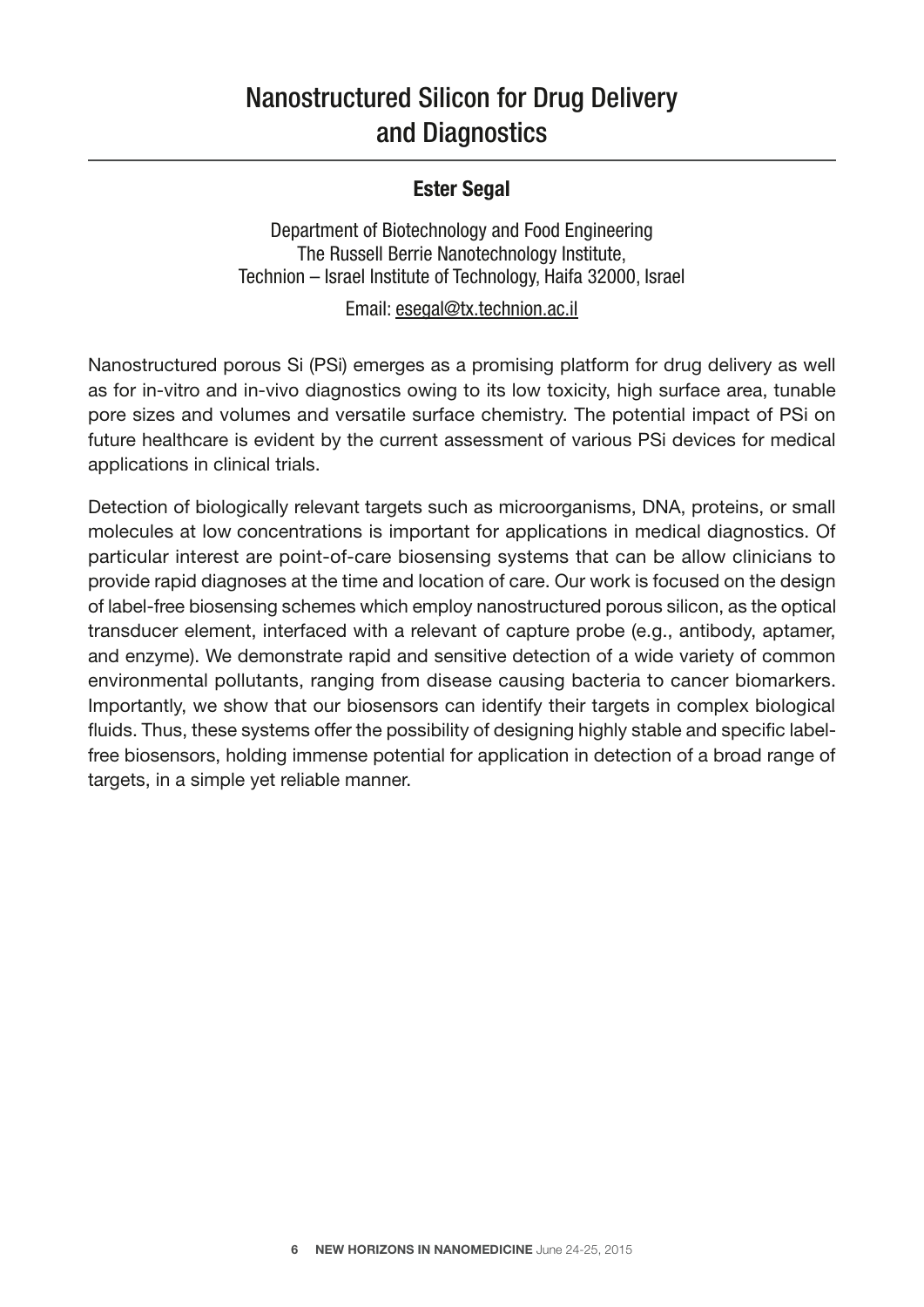# Nanostructured Silicon for Drug Delivery and Diagnostics

**Ester Segal**

Department of Biotechnology and Food Engineering
The Russell Berrie Nanotechnology Institute,
Technion – Israel Institute of Technology, Haifa 32000, Israel

Email: esegal@tx.technion.ac.il

Nanostructured porous Si (PSi) emerges as a promising platform for drug delivery as well as for in-vitro and in-vivo diagnostics owing to its low toxicity, high surface area, tunable pore sizes and volumes and versatile surface chemistry. The potential impact of PSi on future healthcare is evident by the current assessment of various PSi devices for medical applications in clinical trials.

Detection of biologically relevant targets such as microorganisms, DNA, proteins, or small molecules at low concentrations is important for applications in medical diagnostics. Of particular interest are point-of-care biosensing systems that can be allow clinicians to provide rapid diagnoses at the time and location of care. Our work is focused on the design of label-free biosensing schemes which employ nanostructured porous silicon, as the optical transducer element, interfaced with a relevant of capture probe (e.g., antibody, aptamer, and enzyme). We demonstrate rapid and sensitive detection of a wide variety of common environmental pollutants, ranging from disease causing bacteria to cancer biomarkers. Importantly, we show that our biosensors can identify their targets in complex biological fluids. Thus, these systems offer the possibility of designing highly stable and specific label-free biosensors, holding immense potential for application in detection of a broad range of targets, in a simple yet reliable manner.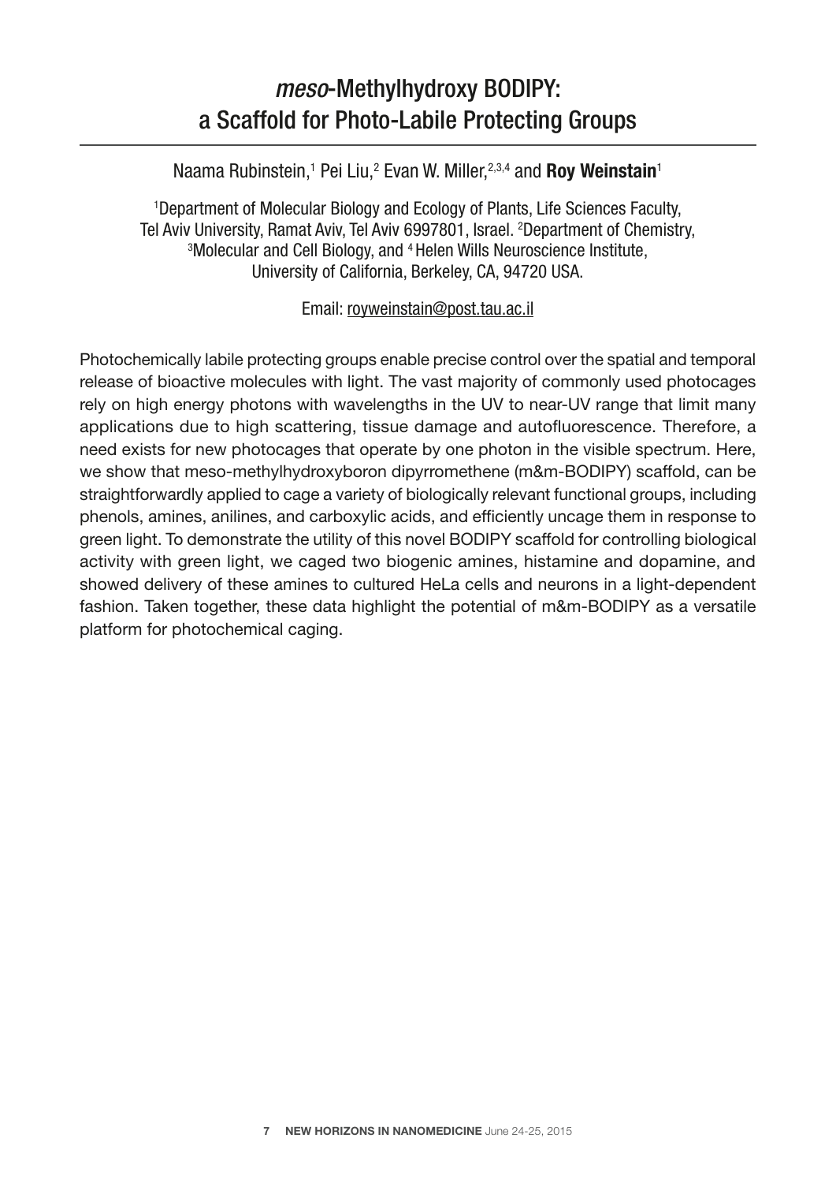# *meso*-Methylhydroxy BODIPY: a Scaffold for Photo-Labile Protecting Groups

Naama Rubinstein,[1] Pei Liu,[2] Evan W. Miller,[2,3,4] and **Roy Weinstain**[1]

[1]Department of Molecular Biology and Ecology of Plants, Life Sciences Faculty, Tel Aviv University, Ramat Aviv, Tel Aviv 6997801, Israel. [2]Department of Chemistry, [3]Molecular and Cell Biology, and [4]Helen Wills Neuroscience Institute, University of California, Berkeley, CA, 94720 USA.

Email: royweinstain@post.tau.ac.il

Photochemically labile protecting groups enable precise control over the spatial and temporal release of bioactive molecules with light. The vast majority of commonly used photocages rely on high energy photons with wavelengths in the UV to near-UV range that limit many applications due to high scattering, tissue damage and autofluorescence. Therefore, a need exists for new photocages that operate by one photon in the visible spectrum. Here, we show that meso-methylhydroxyboron dipyrromethene (m&m-BODIPY) scaffold, can be straightforwardly applied to cage a variety of biologically relevant functional groups, including phenols, amines, anilines, and carboxylic acids, and efficiently uncage them in response to green light. To demonstrate the utility of this novel BODIPY scaffold for controlling biological activity with green light, we caged two biogenic amines, histamine and dopamine, and showed delivery of these amines to cultured HeLa cells and neurons in a light-dependent fashion. Taken together, these data highlight the potential of m&m-BODIPY as a versatile platform for photochemical caging.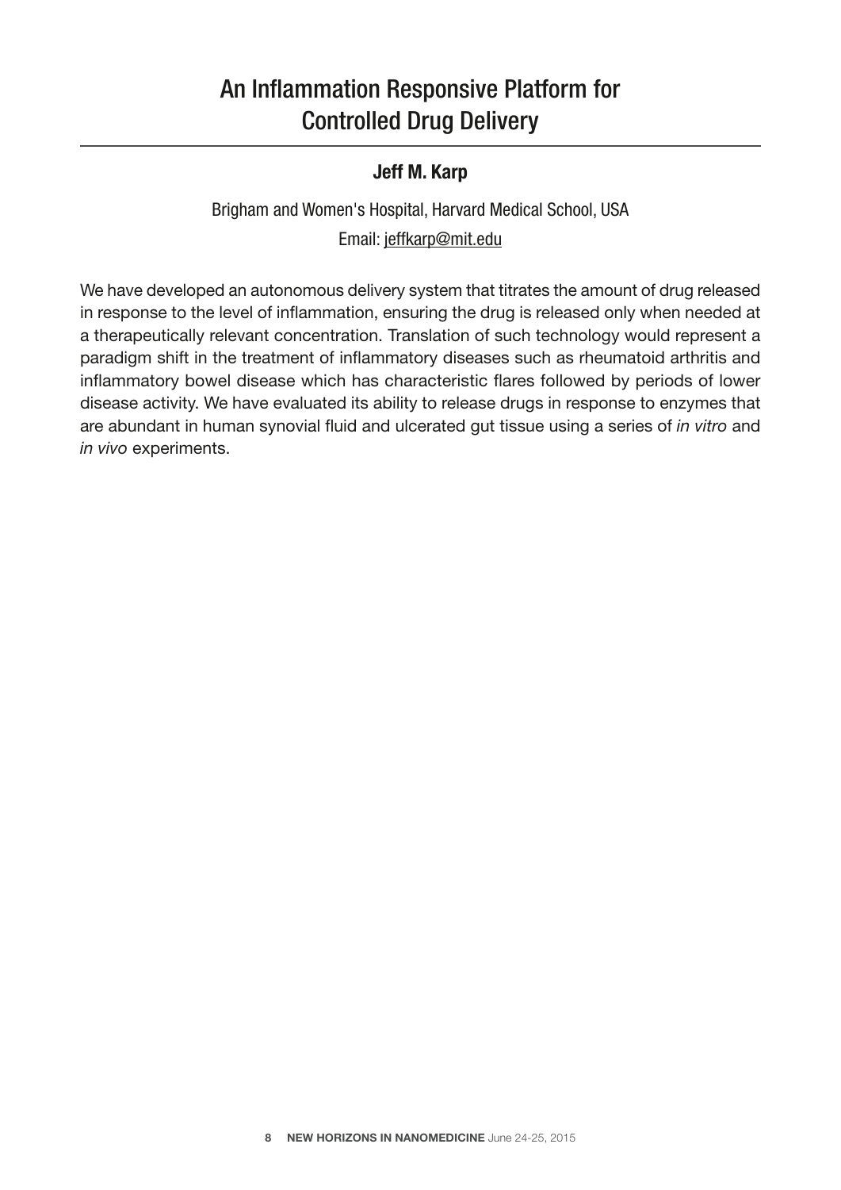# An Inflammation Responsive Platform for Controlled Drug Delivery

**Jeff M. Karp**

Brigham and Women's Hospital, Harvard Medical School, USA

Email: jeffkarp@mit.edu

We have developed an autonomous delivery system that titrates the amount of drug released in response to the level of inflammation, ensuring the drug is released only when needed at a therapeutically relevant concentration. Translation of such technology would represent a paradigm shift in the treatment of inflammatory diseases such as rheumatoid arthritis and inflammatory bowel disease which has characteristic flares followed by periods of lower disease activity. We have evaluated its ability to release drugs in response to enzymes that are abundant in human synovial fluid and ulcerated gut tissue using a series of *in vitro* and *in vivo* experiments.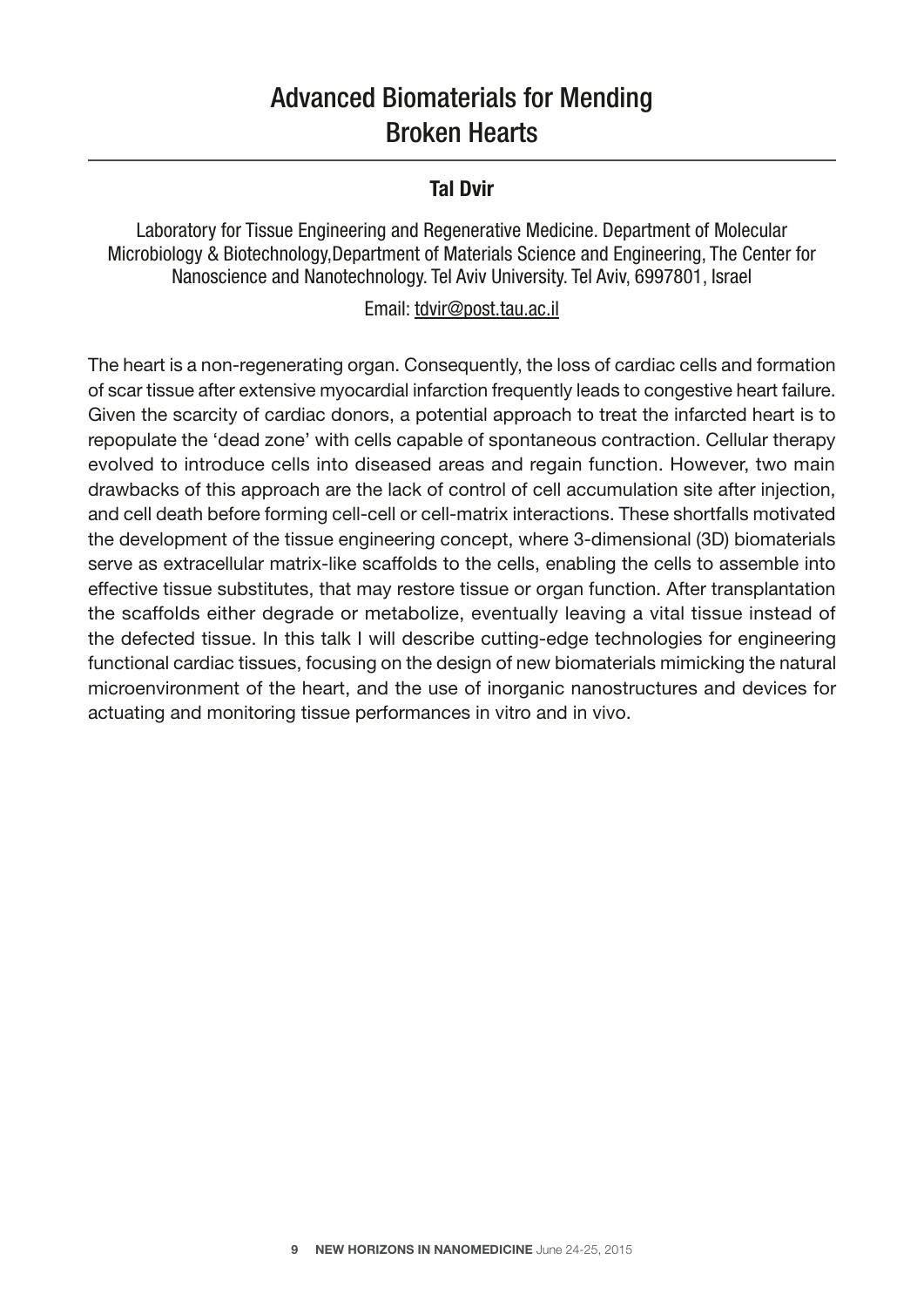# Advanced Biomaterials for Mending Broken Hearts

**Tal Dvir**

Laboratory for Tissue Engineering and Regenerative Medicine. Department of Molecular Microbiology & Biotechnology,Department of Materials Science and Engineering, The Center for Nanoscience and Nanotechnology. Tel Aviv University. Tel Aviv, 6997801, Israel

Email: tdvir@post.tau.ac.il

The heart is a non-regenerating organ. Consequently, the loss of cardiac cells and formation of scar tissue after extensive myocardial infarction frequently leads to congestive heart failure. Given the scarcity of cardiac donors, a potential approach to treat the infarcted heart is to repopulate the 'dead zone' with cells capable of spontaneous contraction. Cellular therapy evolved to introduce cells into diseased areas and regain function. However, two main drawbacks of this approach are the lack of control of cell accumulation site after injection, and cell death before forming cell-cell or cell-matrix interactions. These shortfalls motivated the development of the tissue engineering concept, where 3-dimensional (3D) biomaterials serve as extracellular matrix-like scaffolds to the cells, enabling the cells to assemble into effective tissue substitutes, that may restore tissue or organ function. After transplantation the scaffolds either degrade or metabolize, eventually leaving a vital tissue instead of the defected tissue. In this talk I will describe cutting-edge technologies for engineering functional cardiac tissues, focusing on the design of new biomaterials mimicking the natural microenvironment of the heart, and the use of inorganic nanostructures and devices for actuating and monitoring tissue performances in vitro and in vivo.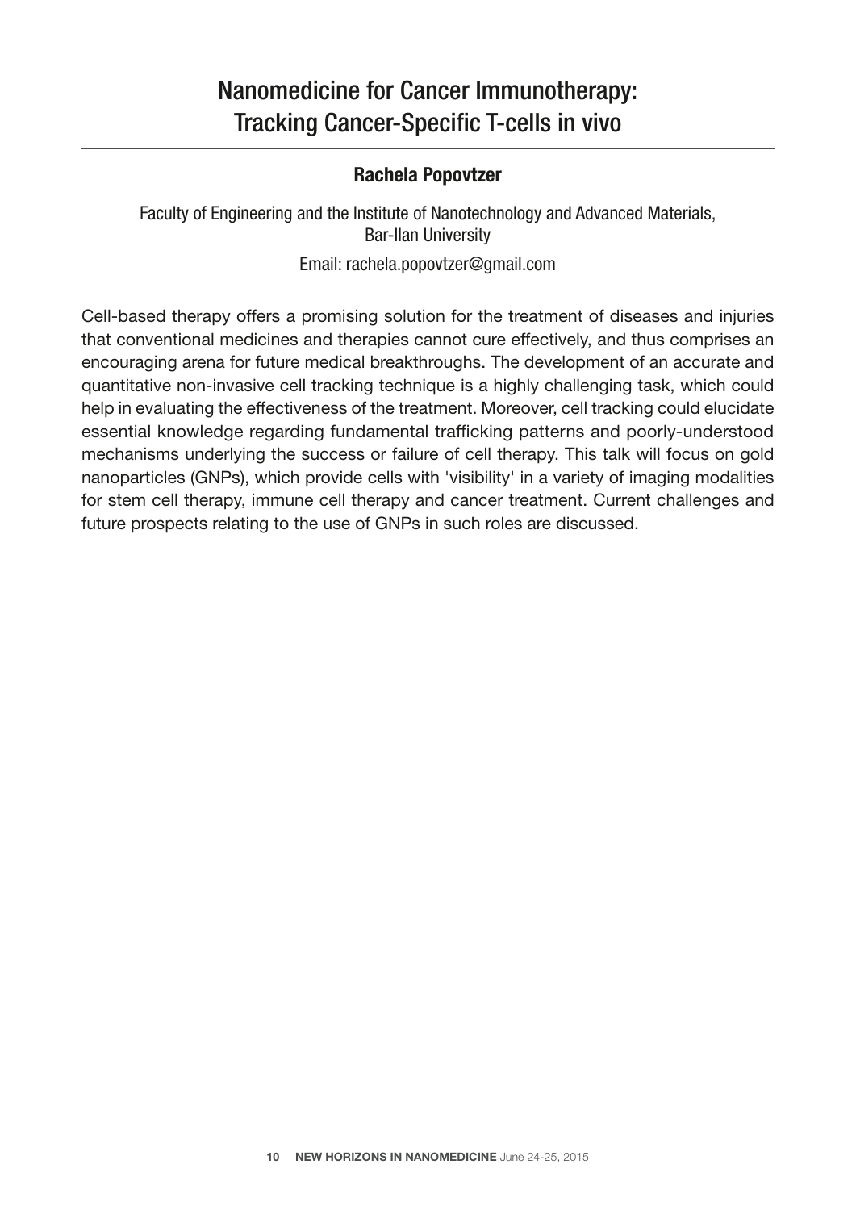# Nanomedicine for Cancer Immunotherapy: Tracking Cancer-Specific T-cells in vivo

**Rachela Popovtzer**

Faculty of Engineering and the Institute of Nanotechnology and Advanced Materials, Bar-Ilan University

Email: rachela.popovtzer@gmail.com

Cell-based therapy offers a promising solution for the treatment of diseases and injuries that conventional medicines and therapies cannot cure effectively, and thus comprises an encouraging arena for future medical breakthroughs. The development of an accurate and quantitative non-invasive cell tracking technique is a highly challenging task, which could help in evaluating the effectiveness of the treatment. Moreover, cell tracking could elucidate essential knowledge regarding fundamental trafficking patterns and poorly-understood mechanisms underlying the success or failure of cell therapy. This talk will focus on gold nanoparticles (GNPs), which provide cells with 'visibility' in a variety of imaging modalities for stem cell therapy, immune cell therapy and cancer treatment. Current challenges and future prospects relating to the use of GNPs in such roles are discussed.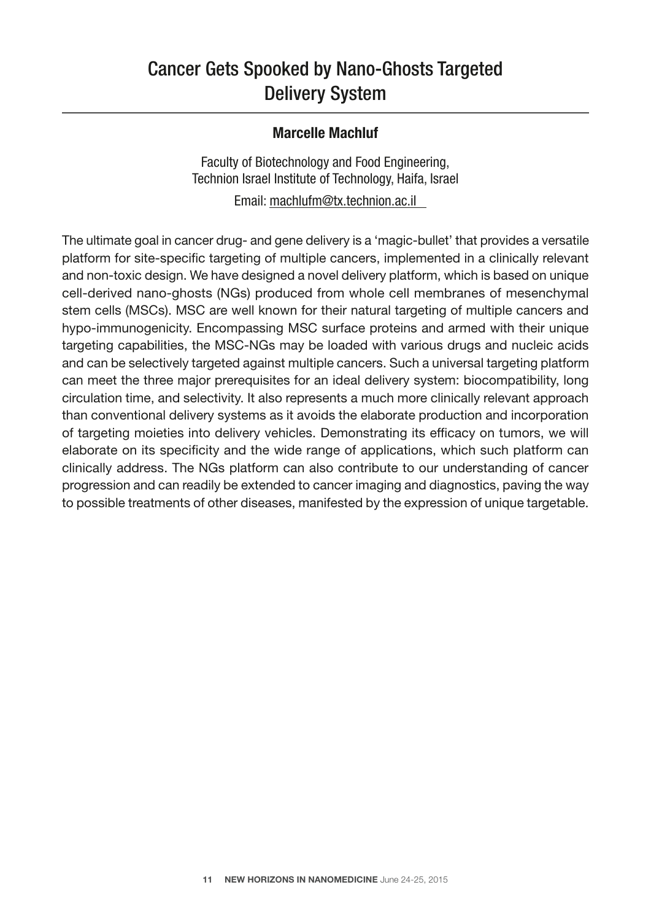# Cancer Gets Spooked by Nano-Ghosts Targeted Delivery System

**Marcelle Machluf**

Faculty of Biotechnology and Food Engineering,
Technion Israel Institute of Technology, Haifa, Israel

Email: machlufm@tx.technion.ac.il

The ultimate goal in cancer drug- and gene delivery is a 'magic-bullet' that provides a versatile platform for site-specific targeting of multiple cancers, implemented in a clinically relevant and non-toxic design. We have designed a novel delivery platform, which is based on unique cell-derived nano-ghosts (NGs) produced from whole cell membranes of mesenchymal stem cells (MSCs). MSC are well known for their natural targeting of multiple cancers and hypo-immunogenicity. Encompassing MSC surface proteins and armed with their unique targeting capabilities, the MSC-NGs may be loaded with various drugs and nucleic acids and can be selectively targeted against multiple cancers. Such a universal targeting platform can meet the three major prerequisites for an ideal delivery system: biocompatibility, long circulation time, and selectivity. It also represents a much more clinically relevant approach than conventional delivery systems as it avoids the elaborate production and incorporation of targeting moieties into delivery vehicles. Demonstrating its efficacy on tumors, we will elaborate on its specificity and the wide range of applications, which such platform can clinically address. The NGs platform can also contribute to our understanding of cancer progression and can readily be extended to cancer imaging and diagnostics, paving the way to possible treatments of other diseases, manifested by the expression of unique targetable.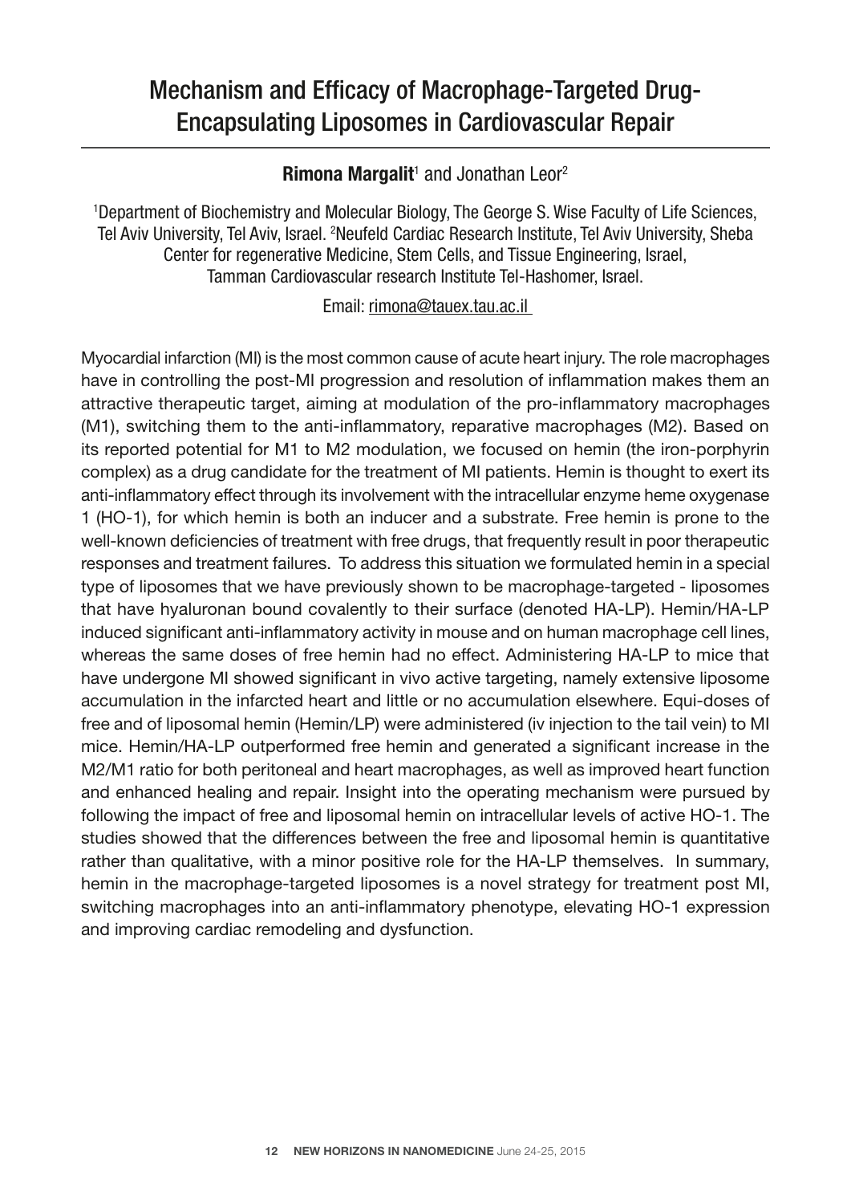# Mechanism and Efficacy of Macrophage-Targeted Drug-Encapsulating Liposomes in Cardiovascular Repair

**Rimona Margalit**[1] and Jonathan Leor[2]

[1]Department of Biochemistry and Molecular Biology, The George S. Wise Faculty of Life Sciences, Tel Aviv University, Tel Aviv, Israel. [2]Neufeld Cardiac Research Institute, Tel Aviv University, Sheba Center for regenerative Medicine, Stem Cells, and Tissue Engineering, Israel, Tamman Cardiovascular research Institute Tel-Hashomer, Israel.

Email: rimona@tauex.tau.ac.il

Myocardial infarction (MI) is the most common cause of acute heart injury. The role macrophages have in controlling the post-MI progression and resolution of inflammation makes them an attractive therapeutic target, aiming at modulation of the pro-inflammatory macrophages (M1), switching them to the anti-inflammatory, reparative macrophages (M2). Based on its reported potential for M1 to M2 modulation, we focused on hemin (the iron-porphyrin complex) as a drug candidate for the treatment of MI patients. Hemin is thought to exert its anti-inflammatory effect through its involvement with the intracellular enzyme heme oxygenase 1 (HO-1), for which hemin is both an inducer and a substrate. Free hemin is prone to the well-known deficiencies of treatment with free drugs, that frequently result in poor therapeutic responses and treatment failures. To address this situation we formulated hemin in a special type of liposomes that we have previously shown to be macrophage-targeted - liposomes that have hyaluronan bound covalently to their surface (denoted HA-LP). Hemin/HA-LP induced significant anti-inflammatory activity in mouse and on human macrophage cell lines, whereas the same doses of free hemin had no effect. Administering HA-LP to mice that have undergone MI showed significant in vivo active targeting, namely extensive liposome accumulation in the infarcted heart and little or no accumulation elsewhere. Equi-doses of free and of liposomal hemin (Hemin/LP) were administered (iv injection to the tail vein) to MI mice. Hemin/HA-LP outperformed free hemin and generated a significant increase in the M2/M1 ratio for both peritoneal and heart macrophages, as well as improved heart function and enhanced healing and repair. Insight into the operating mechanism were pursued by following the impact of free and liposomal hemin on intracellular levels of active HO-1. The studies showed that the differences between the free and liposomal hemin is quantitative rather than qualitative, with a minor positive role for the HA-LP themselves. In summary, hemin in the macrophage-targeted liposomes is a novel strategy for treatment post MI, switching macrophages into an anti-inflammatory phenotype, elevating HO-1 expression and improving cardiac remodeling and dysfunction.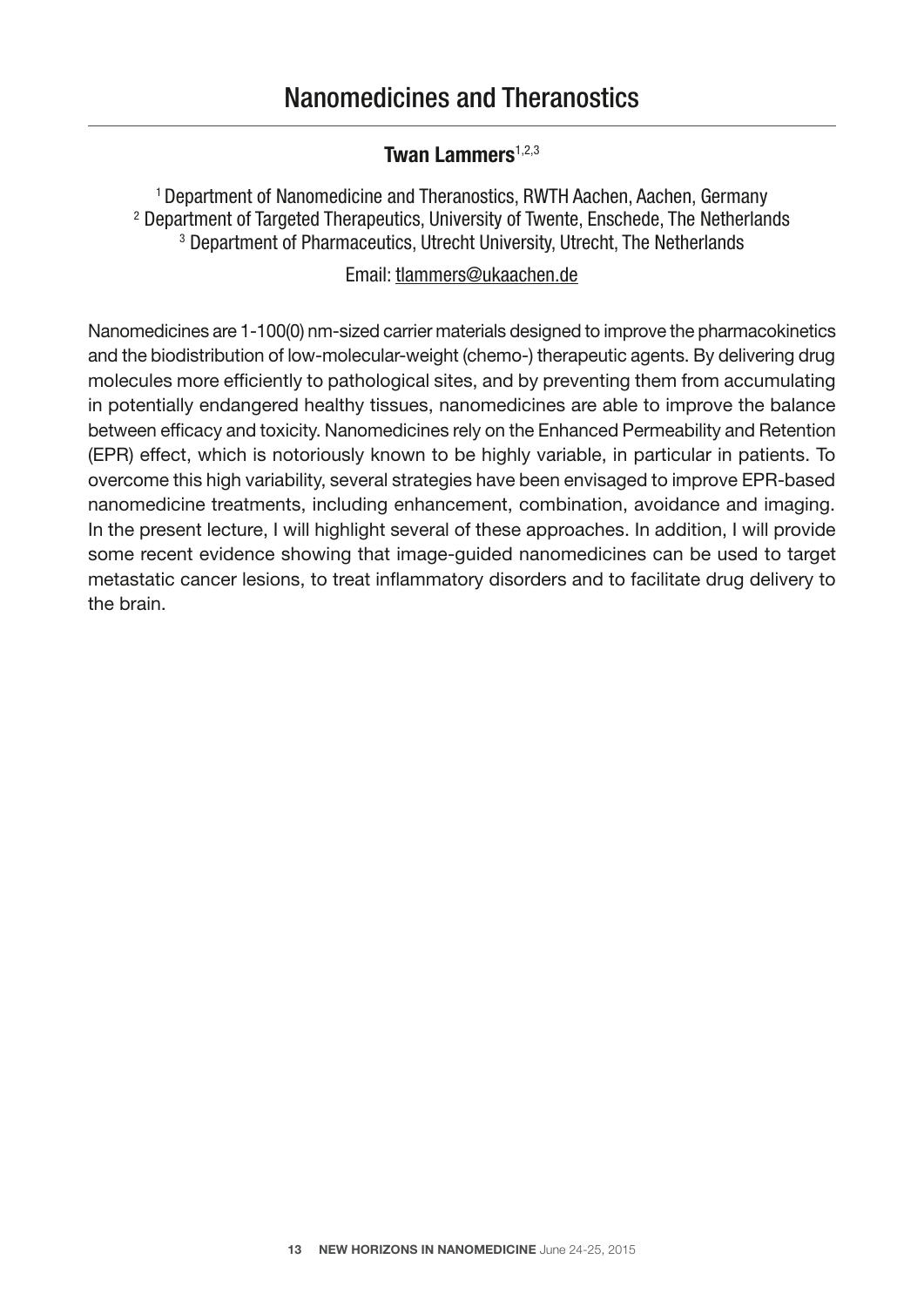# Nanomedicines and Theranostics

**Twan Lammers**[1,2,3]

[1] Department of Nanomedicine and Theranostics, RWTH Aachen, Aachen, Germany
[2] Department of Targeted Therapeutics, University of Twente, Enschede, The Netherlands
[3] Department of Pharmaceutics, Utrecht University, Utrecht, The Netherlands

Email: tlammers@ukaachen.de

Nanomedicines are 1-100(0) nm-sized carrier materials designed to improve the pharmacokinetics and the biodistribution of low-molecular-weight (chemo-) therapeutic agents. By delivering drug molecules more efficiently to pathological sites, and by preventing them from accumulating in potentially endangered healthy tissues, nanomedicines are able to improve the balance between efficacy and toxicity. Nanomedicines rely on the Enhanced Permeability and Retention (EPR) effect, which is notoriously known to be highly variable, in particular in patients. To overcome this high variability, several strategies have been envisaged to improve EPR-based nanomedicine treatments, including enhancement, combination, avoidance and imaging. In the present lecture, I will highlight several of these approaches. In addition, I will provide some recent evidence showing that image-guided nanomedicines can be used to target metastatic cancer lesions, to treat inflammatory disorders and to facilitate drug delivery to the brain.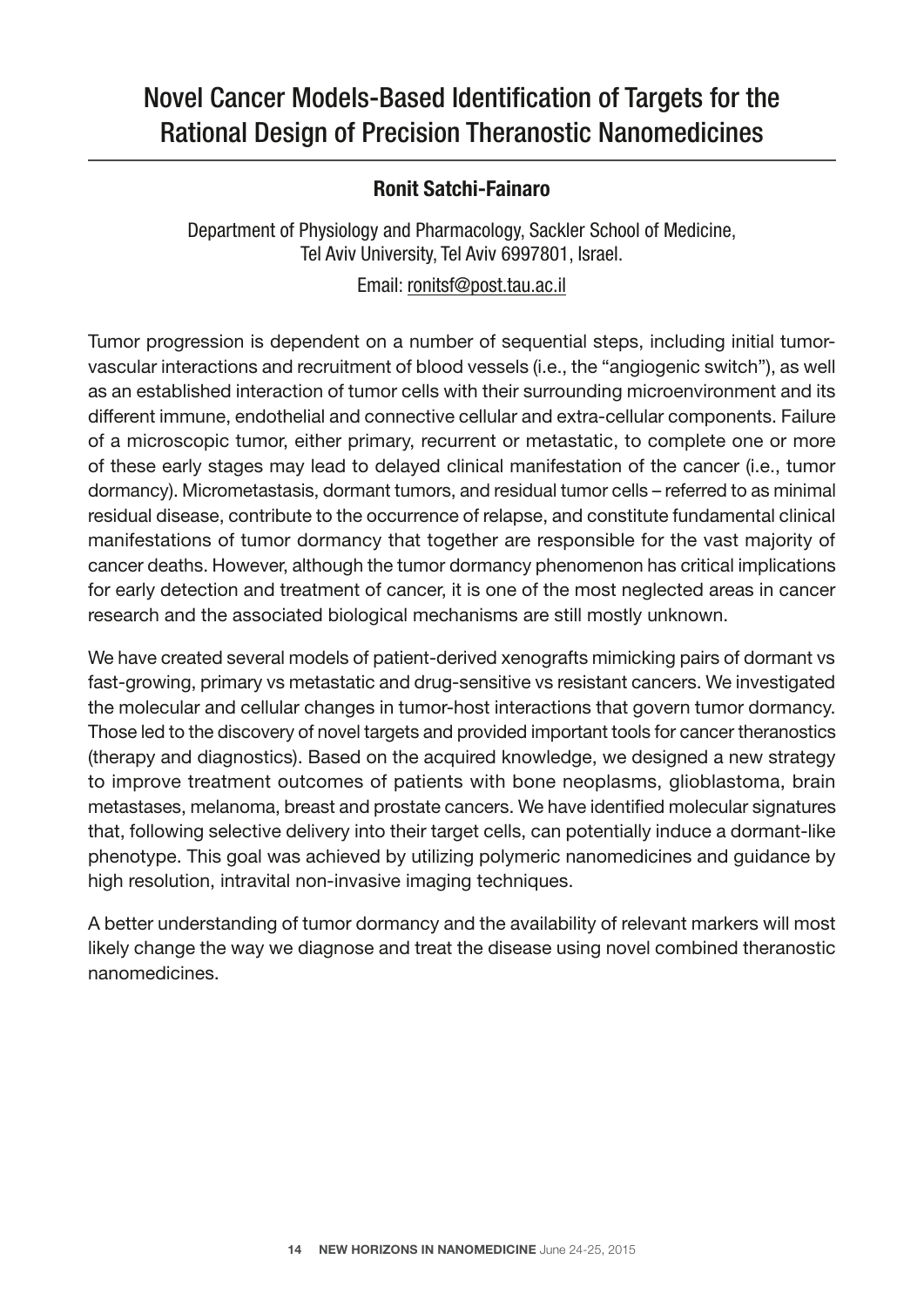# Novel Cancer Models-Based Identification of Targets for the Rational Design of Precision Theranostic Nanomedicines

**Ronit Satchi-Fainaro**

Department of Physiology and Pharmacology, Sackler School of Medicine, Tel Aviv University, Tel Aviv 6997801, Israel.

Email: ronitsf@post.tau.ac.il

Tumor progression is dependent on a number of sequential steps, including initial tumor-vascular interactions and recruitment of blood vessels (i.e., the "angiogenic switch"), as well as an established interaction of tumor cells with their surrounding microenvironment and its different immune, endothelial and connective cellular and extra-cellular components. Failure of a microscopic tumor, either primary, recurrent or metastatic, to complete one or more of these early stages may lead to delayed clinical manifestation of the cancer (i.e., tumor dormancy). Micrometastasis, dormant tumors, and residual tumor cells – referred to as minimal residual disease, contribute to the occurrence of relapse, and constitute fundamental clinical manifestations of tumor dormancy that together are responsible for the vast majority of cancer deaths. However, although the tumor dormancy phenomenon has critical implications for early detection and treatment of cancer, it is one of the most neglected areas in cancer research and the associated biological mechanisms are still mostly unknown.

We have created several models of patient-derived xenografts mimicking pairs of dormant vs fast-growing, primary vs metastatic and drug-sensitive vs resistant cancers. We investigated the molecular and cellular changes in tumor-host interactions that govern tumor dormancy. Those led to the discovery of novel targets and provided important tools for cancer theranostics (therapy and diagnostics). Based on the acquired knowledge, we designed a new strategy to improve treatment outcomes of patients with bone neoplasms, glioblastoma, brain metastases, melanoma, breast and prostate cancers. We have identified molecular signatures that, following selective delivery into their target cells, can potentially induce a dormant-like phenotype. This goal was achieved by utilizing polymeric nanomedicines and guidance by high resolution, intravital non-invasive imaging techniques.

A better understanding of tumor dormancy and the availability of relevant markers will most likely change the way we diagnose and treat the disease using novel combined theranostic nanomedicines.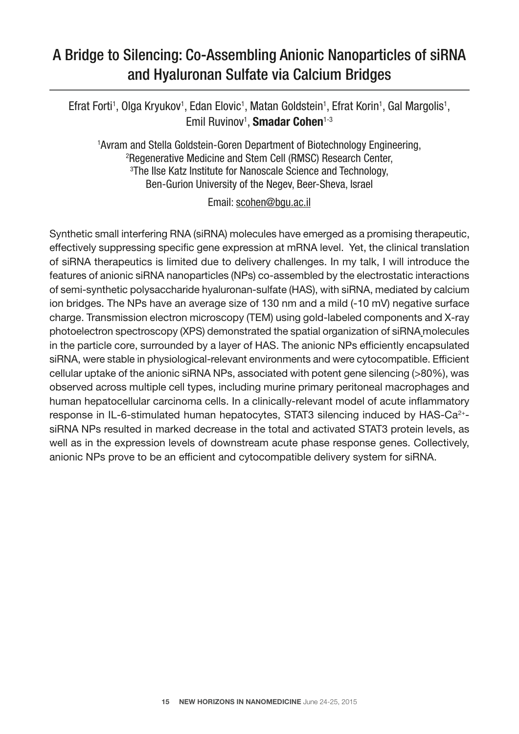# A Bridge to Silencing: Co-Assembling Anionic Nanoparticles of siRNA and Hyaluronan Sulfate via Calcium Bridges

Efrat Forti[1], Olga Kryukov[1], Edan Elovic[1], Matan Goldstein[1], Efrat Korin[1], Gal Margolis[1], Emil Ruvinov[1], **Smadar Cohen**[1-3]

[1]Avram and Stella Goldstein-Goren Department of Biotechnology Engineering,
[2]Regenerative Medicine and Stem Cell (RMSC) Research Center,
[3]The Ilse Katz Institute for Nanoscale Science and Technology,
Ben-Gurion University of the Negev, Beer-Sheva, Israel

Email: scohen@bgu.ac.il

Synthetic small interfering RNA (siRNA) molecules have emerged as a promising therapeutic, effectively suppressing specific gene expression at mRNA level. Yet, the clinical translation of siRNA therapeutics is limited due to delivery challenges. In my talk, I will introduce the features of anionic siRNA nanoparticles (NPs) co-assembled by the electrostatic interactions of semi-synthetic polysaccharide hyaluronan-sulfate (HAS), with siRNA, mediated by calcium ion bridges. The NPs have an average size of 130 nm and a mild (-10 mV) negative surface charge. Transmission electron microscopy (TEM) using gold-labeled components and X-ray photoelectron spectroscopy (XPS) demonstrated the spatial organization of siRNA molecules in the particle core, surrounded by a layer of HAS. The anionic NPs efficiently encapsulated siRNA, were stable in physiological-relevant environments and were cytocompatible. Efficient cellular uptake of the anionic siRNA NPs, associated with potent gene silencing (>80%), was observed across multiple cell types, including murine primary peritoneal macrophages and human hepatocellular carcinoma cells. In a clinically-relevant model of acute inflammatory response in IL-6-stimulated human hepatocytes, STAT3 silencing induced by HAS-$Ca^{2+}$-siRNA NPs resulted in marked decrease in the total and activated STAT3 protein levels, as well as in the expression levels of downstream acute phase response genes. Collectively, anionic NPs prove to be an efficient and cytocompatible delivery system for siRNA.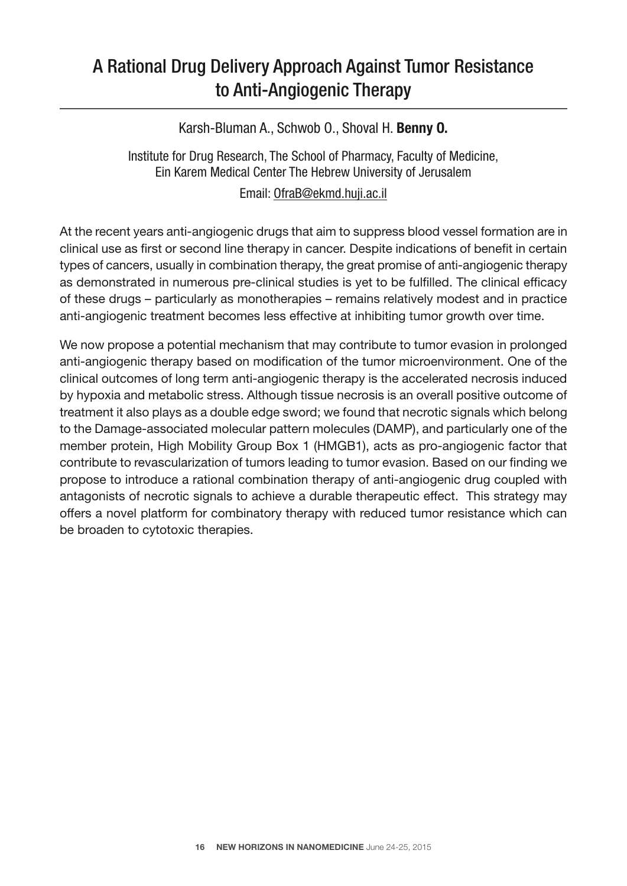# A Rational Drug Delivery Approach Against Tumor Resistance to Anti-Angiogenic Therapy

Karsh-Bluman A., Schwob O., Shoval H. **Benny O.**

Institute for Drug Research, The School of Pharmacy, Faculty of Medicine, Ein Karem Medical Center The Hebrew University of Jerusalem

Email: OfraB@ekmd.huji.ac.il

At the recent years anti-angiogenic drugs that aim to suppress blood vessel formation are in clinical use as first or second line therapy in cancer. Despite indications of benefit in certain types of cancers, usually in combination therapy, the great promise of anti-angiogenic therapy as demonstrated in numerous pre-clinical studies is yet to be fulfilled. The clinical efficacy of these drugs – particularly as monotherapies – remains relatively modest and in practice anti-angiogenic treatment becomes less effective at inhibiting tumor growth over time.

We now propose a potential mechanism that may contribute to tumor evasion in prolonged anti-angiogenic therapy based on modification of the tumor microenvironment. One of the clinical outcomes of long term anti-angiogenic therapy is the accelerated necrosis induced by hypoxia and metabolic stress. Although tissue necrosis is an overall positive outcome of treatment it also plays as a double edge sword; we found that necrotic signals which belong to the Damage-associated molecular pattern molecules (DAMP), and particularly one of the member protein, High Mobility Group Box 1 (HMGB1), acts as pro-angiogenic factor that contribute to revascularization of tumors leading to tumor evasion. Based on our finding we propose to introduce a rational combination therapy of anti-angiogenic drug coupled with antagonists of necrotic signals to achieve a durable therapeutic effect. This strategy may offers a novel platform for combinatory therapy with reduced tumor resistance which can be broaden to cytotoxic therapies.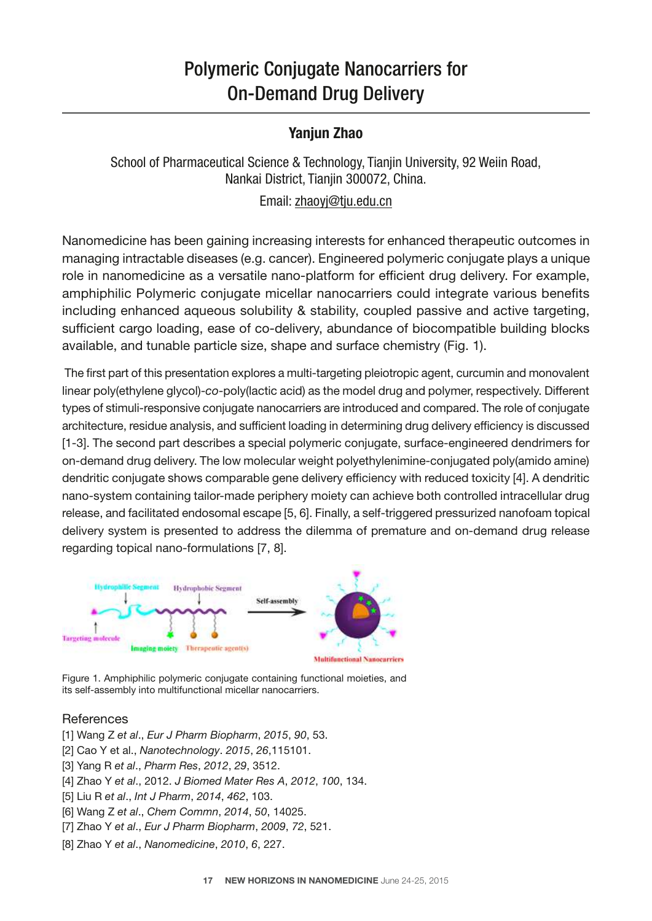# Polymeric Conjugate Nanocarriers for On-Demand Drug Delivery

**Yanjun Zhao**

School of Pharmaceutical Science & Technology, Tianjin University, 92 Weiin Road, Nankai District, Tianjin 300072, China.

Email: zhaoyj@tju.edu.cn

Nanomedicine has been gaining increasing interests for enhanced therapeutic outcomes in managing intractable diseases (e.g. cancer). Engineered polymeric conjugate plays a unique role in nanomedicine as a versatile nano-platform for efficient drug delivery. For example, amphiphilic Polymeric conjugate micellar nanocarriers could integrate various benefits including enhanced aqueous solubility & stability, coupled passive and active targeting, sufficient cargo loading, ease of co-delivery, abundance of biocompatible building blocks available, and tunable particle size, shape and surface chemistry (Fig. 1).

The first part of this presentation explores a multi-targeting pleiotropic agent, curcumin and monovalent linear poly(ethylene glycol)-*co*-poly(lactic acid) as the model drug and polymer, respectively. Different types of stimuli-responsive conjugate nanocarriers are introduced and compared. The role of conjugate architecture, residue analysis, and sufficient loading in determining drug delivery efficiency is discussed [1-3]. The second part describes a special polymeric conjugate, surface-engineered dendrimers for on-demand drug delivery. The low molecular weight polyethylenimine-conjugated poly(amido amine) dendritic conjugate shows comparable gene delivery efficiency with reduced toxicity [4]. A dendritic nano-system containing tailor-made periphery moiety can achieve both controlled intracellular drug release, and facilitated endosomal escape [5, 6]. Finally, a self-triggered pressurized nanofoam topical delivery system is presented to address the dilemma of premature and on-demand drug release regarding topical nano-formulations [7, 8].

Figure 1. Amphiphilic polymeric conjugate containing functional moieties, and its self-assembly into multifunctional micellar nanocarriers.

## References

[1] Wang Z *et al*., *Eur J Pharm Biopharm*, *2015*, *90*, 53.

[2] Cao Y et al., *Nanotechnology*. *2015*, *26*,115101.

[3] Yang R *et al*., *Pharm Res*, *2012*, *29*, 3512.

[4] Zhao Y *et al*., 2012. *J Biomed Mater Res A*, *2012*, *100*, 134.

[5] Liu R *et al*., *Int J Pharm*, *2014*, *462*, 103.

[6] Wang Z *et al*., *Chem Commn*, *2014*, *50*, 14025.

[7] Zhao Y *et al*., *Eur J Pharm Biopharm*, *2009*, *72*, 521.

[8] Zhao Y *et al*., *Nanomedicine*, *2010*, *6*, 227.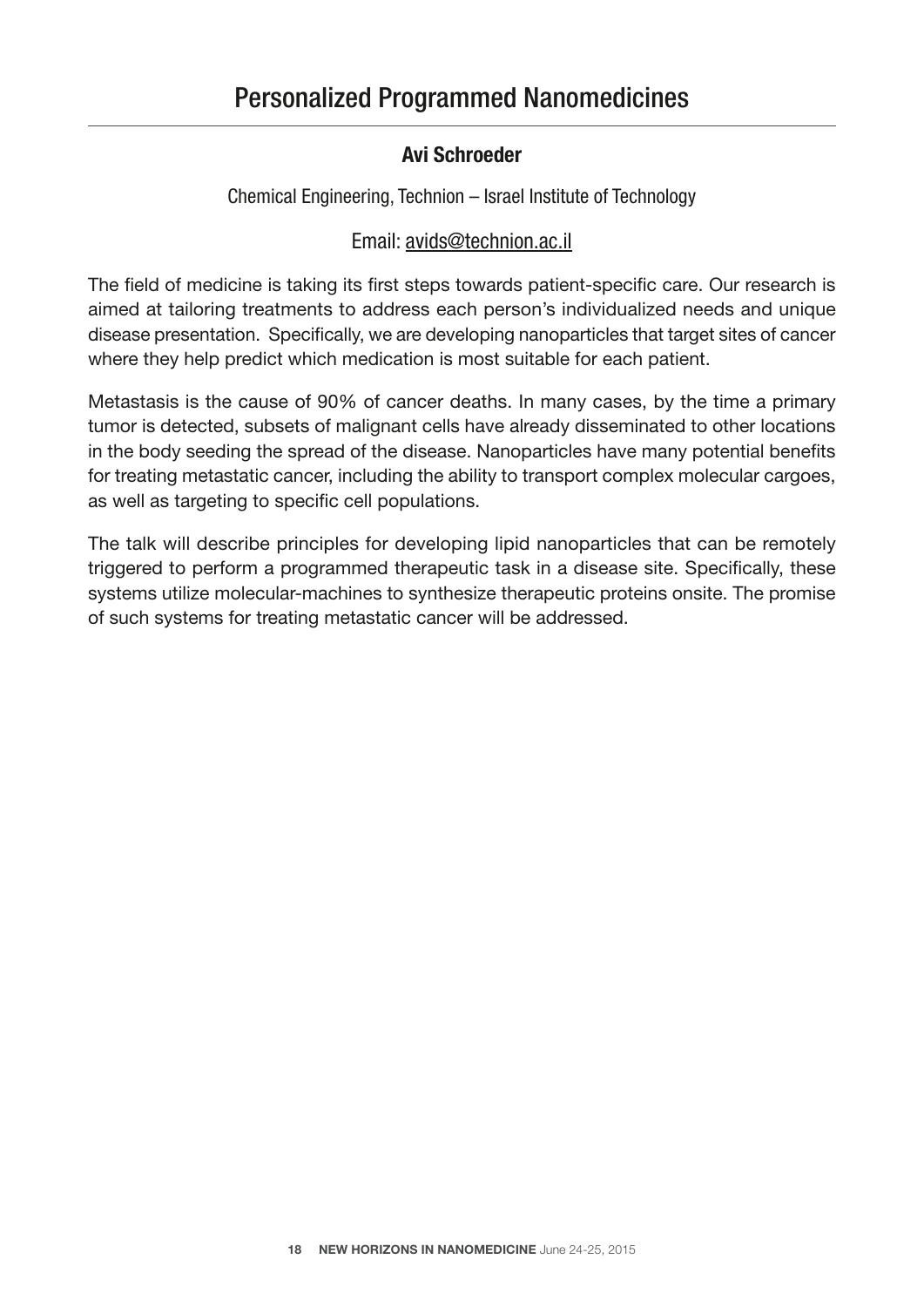# Personalized Programmed Nanomedicines

**Avi Schroeder**

Chemical Engineering, Technion – Israel Institute of Technology

Email: avids@technion.ac.il

The field of medicine is taking its first steps towards patient-specific care. Our research is aimed at tailoring treatments to address each person's individualized needs and unique disease presentation. Specifically, we are developing nanoparticles that target sites of cancer where they help predict which medication is most suitable for each patient.

Metastasis is the cause of 90% of cancer deaths. In many cases, by the time a primary tumor is detected, subsets of malignant cells have already disseminated to other locations in the body seeding the spread of the disease. Nanoparticles have many potential benefits for treating metastatic cancer, including the ability to transport complex molecular cargoes, as well as targeting to specific cell populations.

The talk will describe principles for developing lipid nanoparticles that can be remotely triggered to perform a programmed therapeutic task in a disease site. Specifically, these systems utilize molecular-machines to synthesize therapeutic proteins onsite. The promise of such systems for treating metastatic cancer will be addressed.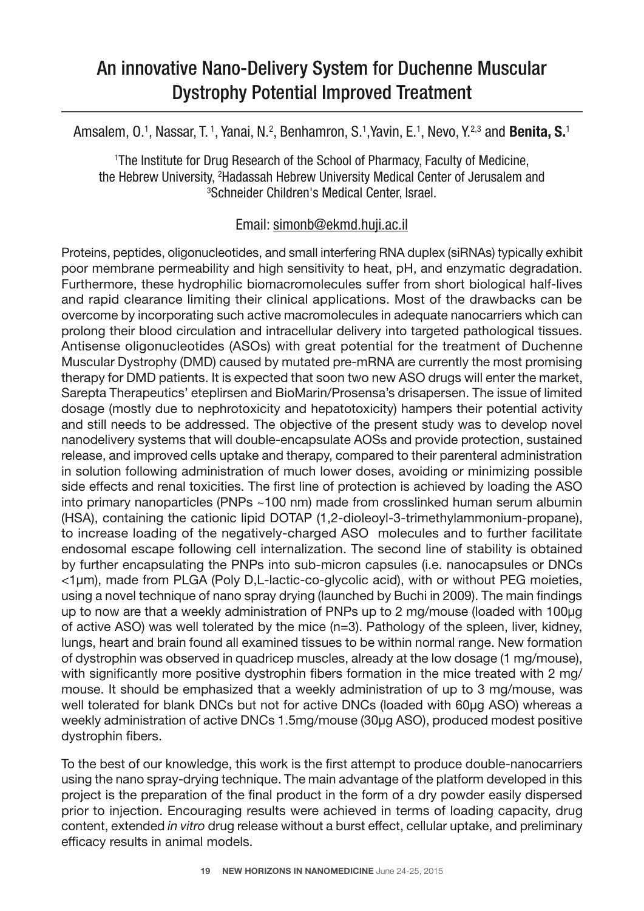# An innovative Nano-Delivery System for Duchenne Muscular Dystrophy Potential Improved Treatment

Amsalem, O.[1], Nassar, T.[1], Yanai, N.[2], Benhamron, S.[1], Yavin, E.[1], Nevo, Y.[2,3] and **Benita, S.**[1]

[1]The Institute for Drug Research of the School of Pharmacy, Faculty of Medicine, the Hebrew University, [2]Hadassah Hebrew University Medical Center of Jerusalem and [3]Schneider Children's Medical Center, Israel.

Email: simonb@ekmd.huji.ac.il

Proteins, peptides, oligonucleotides, and small interfering RNA duplex (siRNAs) typically exhibit poor membrane permeability and high sensitivity to heat, pH, and enzymatic degradation. Furthermore, these hydrophilic biomacromolecules suffer from short biological half-lives and rapid clearance limiting their clinical applications. Most of the drawbacks can be overcome by incorporating such active macromolecules in adequate nanocarriers which can prolong their blood circulation and intracellular delivery into targeted pathological tissues. Antisense oligonucleotides (ASOs) with great potential for the treatment of Duchenne Muscular Dystrophy (DMD) caused by mutated pre-mRNA are currently the most promising therapy for DMD patients. It is expected that soon two new ASO drugs will enter the market, Sarepta Therapeutics' eteplirsen and BioMarin/Prosensa's drisapersen. The issue of limited dosage (mostly due to nephrotoxicity and hepatotoxicity) hampers their potential activity and still needs to be addressed. The objective of the present study was to develop novel nanodelivery systems that will double-encapsulate AOSs and provide protection, sustained release, and improved cells uptake and therapy, compared to their parenteral administration in solution following administration of much lower doses, avoiding or minimizing possible side effects and renal toxicities. The first line of protection is achieved by loading the ASO into primary nanoparticles (PNPs ~100 nm) made from crosslinked human serum albumin (HSA), containing the cationic lipid DOTAP (1,2-dioleoyl-3-trimethylammonium-propane), to increase loading of the negatively-charged ASO molecules and to further facilitate endosomal escape following cell internalization. The second line of stability is obtained by further encapsulating the PNPs into sub-micron capsules (i.e. nanocapsules or DNCs <1µm), made from PLGA (Poly D,L-lactic-co-glycolic acid), with or without PEG moieties, using a novel technique of nano spray drying (launched by Buchi in 2009). The main findings up to now are that a weekly administration of PNPs up to 2 mg/mouse (loaded with 100µg of active ASO) was well tolerated by the mice (n=3). Pathology of the spleen, liver, kidney, lungs, heart and brain found all examined tissues to be within normal range. New formation of dystrophin was observed in quadricep muscles, already at the low dosage (1 mg/mouse), with significantly more positive dystrophin fibers formation in the mice treated with 2 mg/mouse. It should be emphasized that a weekly administration of up to 3 mg/mouse, was well tolerated for blank DNCs but not for active DNCs (loaded with 60µg ASO) whereas a weekly administration of active DNCs 1.5mg/mouse (30µg ASO), produced modest positive dystrophin fibers.

To the best of our knowledge, this work is the first attempt to produce double-nanocarriers using the nano spray-drying technique. The main advantage of the platform developed in this project is the preparation of the final product in the form of a dry powder easily dispersed prior to injection. Encouraging results were achieved in terms of loading capacity, drug content, extended *in vitro* drug release without a burst effect, cellular uptake, and preliminary efficacy results in animal models.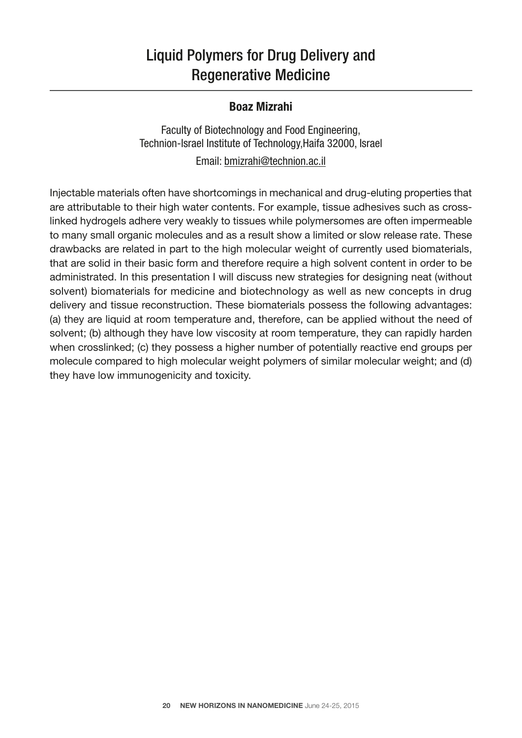# Liquid Polymers for Drug Delivery and Regenerative Medicine

**Boaz Mizrahi**

Faculty of Biotechnology and Food Engineering,
Technion-Israel Institute of Technology,Haifa 32000, Israel

Email: bmizrahi@technion.ac.il

Injectable materials often have shortcomings in mechanical and drug-eluting properties that are attributable to their high water contents. For example, tissue adhesives such as cross-linked hydrogels adhere very weakly to tissues while polymersomes are often impermeable to many small organic molecules and as a result show a limited or slow release rate. These drawbacks are related in part to the high molecular weight of currently used biomaterials, that are solid in their basic form and therefore require a high solvent content in order to be administrated. In this presentation I will discuss new strategies for designing neat (without solvent) biomaterials for medicine and biotechnology as well as new concepts in drug delivery and tissue reconstruction. These biomaterials possess the following advantages: (a) they are liquid at room temperature and, therefore, can be applied without the need of solvent; (b) although they have low viscosity at room temperature, they can rapidly harden when crosslinked; (c) they possess a higher number of potentially reactive end groups per molecule compared to high molecular weight polymers of similar molecular weight; and (d) they have low immunogenicity and toxicity.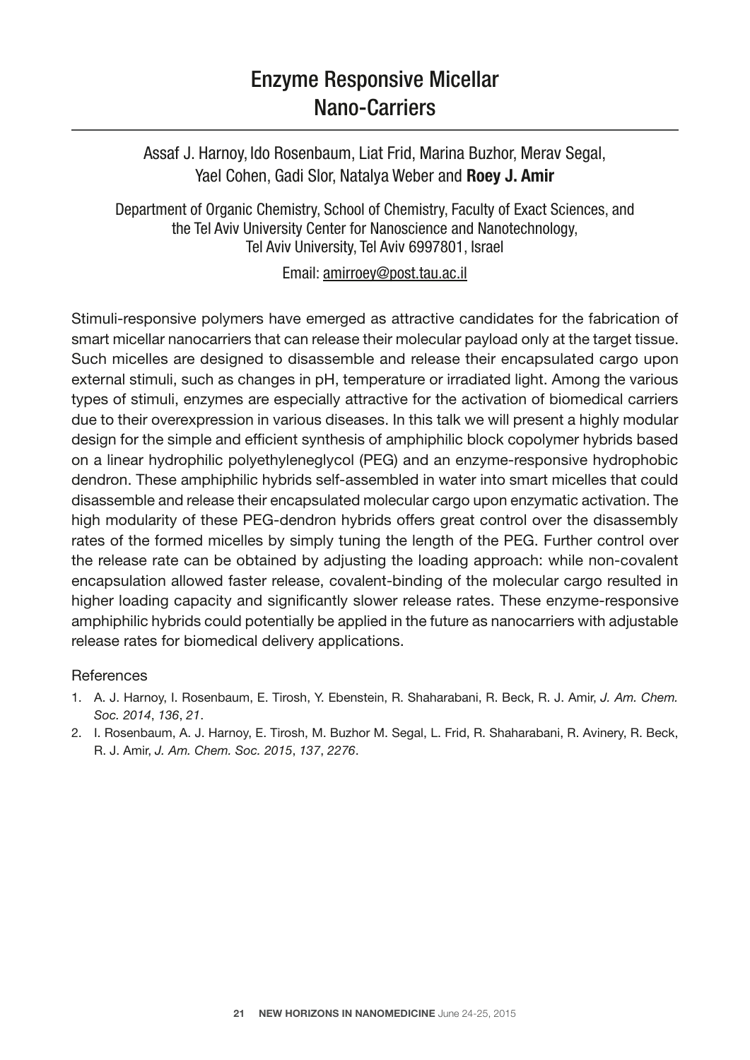# Enzyme Responsive Micellar Nano-Carriers

Assaf J. Harnoy, Ido Rosenbaum, Liat Frid, Marina Buzhor, Merav Segal, Yael Cohen, Gadi Slor, Natalya Weber and **Roey J. Amir**

Department of Organic Chemistry, School of Chemistry, Faculty of Exact Sciences, and the Tel Aviv University Center for Nanoscience and Nanotechnology, Tel Aviv University, Tel Aviv 6997801, Israel

Email: amirroey@post.tau.ac.il

Stimuli-responsive polymers have emerged as attractive candidates for the fabrication of smart micellar nanocarriers that can release their molecular payload only at the target tissue. Such micelles are designed to disassemble and release their encapsulated cargo upon external stimuli, such as changes in pH, temperature or irradiated light. Among the various types of stimuli, enzymes are especially attractive for the activation of biomedical carriers due to their overexpression in various diseases. In this talk we will present a highly modular design for the simple and efficient synthesis of amphiphilic block copolymer hybrids based on a linear hydrophilic polyethyleneglycol (PEG) and an enzyme-responsive hydrophobic dendron. These amphiphilic hybrids self-assembled in water into smart micelles that could disassemble and release their encapsulated molecular cargo upon enzymatic activation. The high modularity of these PEG-dendron hybrids offers great control over the disassembly rates of the formed micelles by simply tuning the length of the PEG. Further control over the release rate can be obtained by adjusting the loading approach: while non-covalent encapsulation allowed faster release, covalent-binding of the molecular cargo resulted in higher loading capacity and significantly slower release rates. These enzyme-responsive amphiphilic hybrids could potentially be applied in the future as nanocarriers with adjustable release rates for biomedical delivery applications.

References

1. A. J. Harnoy, I. Rosenbaum, E. Tirosh, Y. Ebenstein, R. Shaharabani, R. Beck, R. J. Amir, *J. Am. Chem. Soc. 2014*, *136*, *21*.
2. I. Rosenbaum, A. J. Harnoy, E. Tirosh, M. Buzhor M. Segal, L. Frid, R. Shaharabani, R. Avinery, R. Beck, R. J. Amir, *J. Am. Chem. Soc. 2015*, *137*, *2276*.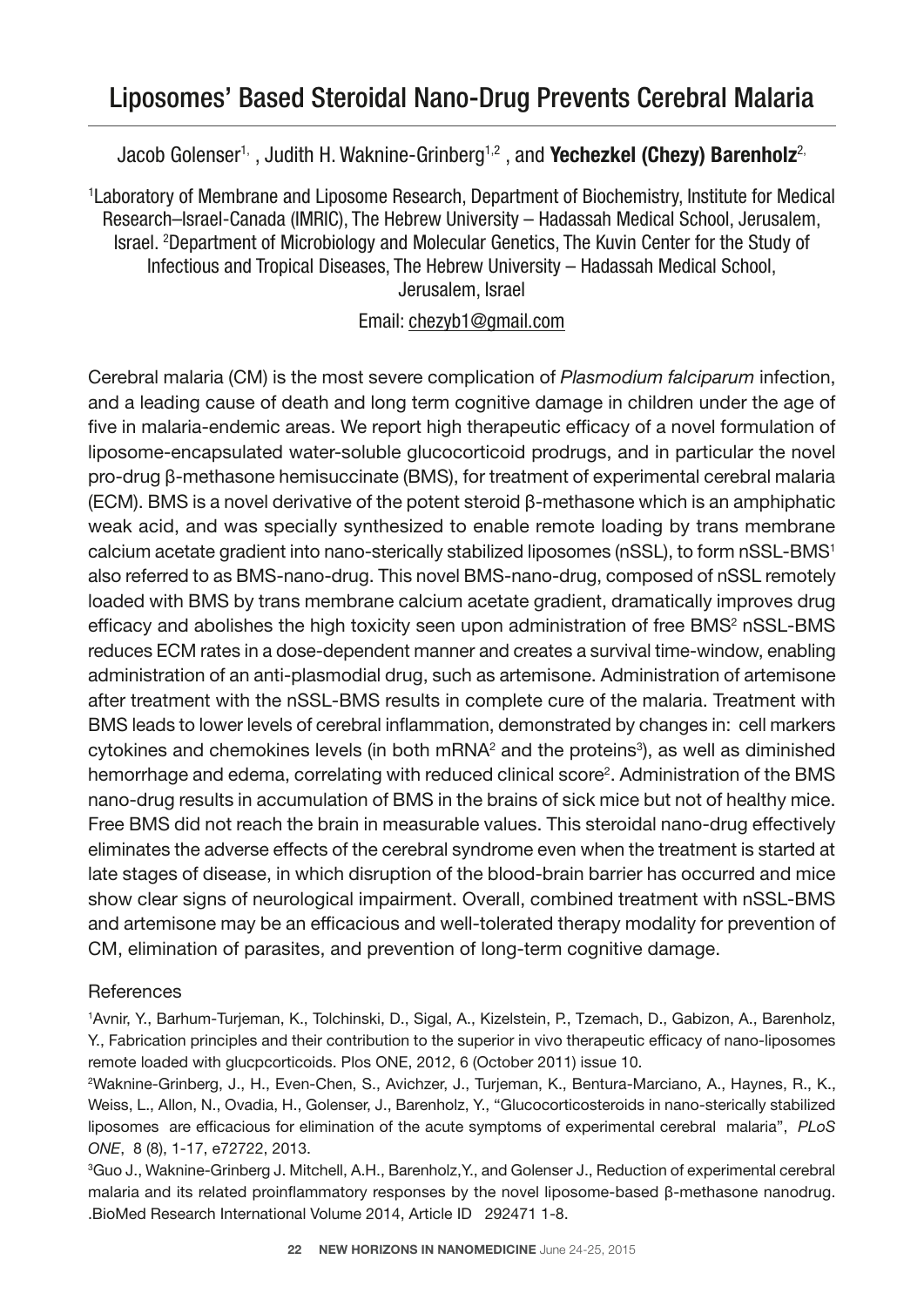# Liposomes' Based Steroidal Nano-Drug Prevents Cerebral Malaria

Jacob Golenser[1,], Judith H. Waknine-Grinberg[1,2], and **Yechezkel (Chezy) Barenholz**[2,]

[1]Laboratory of Membrane and Liposome Research, Department of Biochemistry, Institute for Medical Research–Israel-Canada (IMRIC), The Hebrew University – Hadassah Medical School, Jerusalem, Israel. [2]Department of Microbiology and Molecular Genetics, The Kuvin Center for the Study of Infectious and Tropical Diseases, The Hebrew University – Hadassah Medical School, Jerusalem, Israel

Email: chezyb1@gmail.com

Cerebral malaria (CM) is the most severe complication of *Plasmodium falciparum* infection, and a leading cause of death and long term cognitive damage in children under the age of five in malaria-endemic areas. We report high therapeutic efficacy of a novel formulation of liposome-encapsulated water-soluble glucocorticoid prodrugs, and in particular the novel pro-drug β-methasone hemisuccinate (BMS), for treatment of experimental cerebral malaria (ECM). BMS is a novel derivative of the potent steroid β-methasone which is an amphiphatic weak acid, and was specially synthesized to enable remote loading by trans membrane calcium acetate gradient into nano-sterically stabilized liposomes (nSSL), to form nSSL-BMS[1] also referred to as BMS-nano-drug. This novel BMS-nano-drug, composed of nSSL remotely loaded with BMS by trans membrane calcium acetate gradient, dramatically improves drug efficacy and abolishes the high toxicity seen upon administration of free BMS[2] nSSL-BMS reduces ECM rates in a dose-dependent manner and creates a survival time-window, enabling administration of an anti-plasmodial drug, such as artemisone. Administration of artemisone after treatment with the nSSL-BMS results in complete cure of the malaria. Treatment with BMS leads to lower levels of cerebral inflammation, demonstrated by changes in: cell markers cytokines and chemokines levels (in both mRNA[2] and the proteins[3]), as well as diminished hemorrhage and edema, correlating with reduced clinical score[2]. Administration of the BMS nano-drug results in accumulation of BMS in the brains of sick mice but not of healthy mice. Free BMS did not reach the brain in measurable values. This steroidal nano-drug effectively eliminates the adverse effects of the cerebral syndrome even when the treatment is started at late stages of disease, in which disruption of the blood-brain barrier has occurred and mice show clear signs of neurological impairment. Overall, combined treatment with nSSL-BMS and artemisone may be an efficacious and well-tolerated therapy modality for prevention of CM, elimination of parasites, and prevention of long-term cognitive damage.

References

[1]Avnir, Y., Barhum-Turjeman, K., Tolchinski, D., Sigal, A., Kizelstein, P., Tzemach, D., Gabizon, A., Barenholz, Y., Fabrication principles and their contribution to the superior in vivo therapeutic efficacy of nano-liposomes remote loaded with glucpcorticoids. Plos ONE, 2012, 6 (October 2011) issue 10.

[2]Waknine-Grinberg, J., H., Even-Chen, S., Avichzer, J., Turjeman, K., Bentura-Marciano, A., Haynes, R., K., Weiss, L., Allon, N., Ovadia, H., Golenser, J., Barenholz, Y., "Glucocorticosteroids in nano-sterically stabilized liposomes are efficacious for elimination of the acute symptoms of experimental cerebral malaria", *PLoS ONE*, 8 (8), 1-17, e72722, 2013.

[3]Guo J., Waknine-Grinberg J. Mitchell, A.H., Barenholz,Y., and Golenser J., Reduction of experimental cerebral malaria and its related proinflammatory responses by the novel liposome-based β-methasone nanodrug. .BioMed Research International Volume 2014, Article ID 292471 1-8.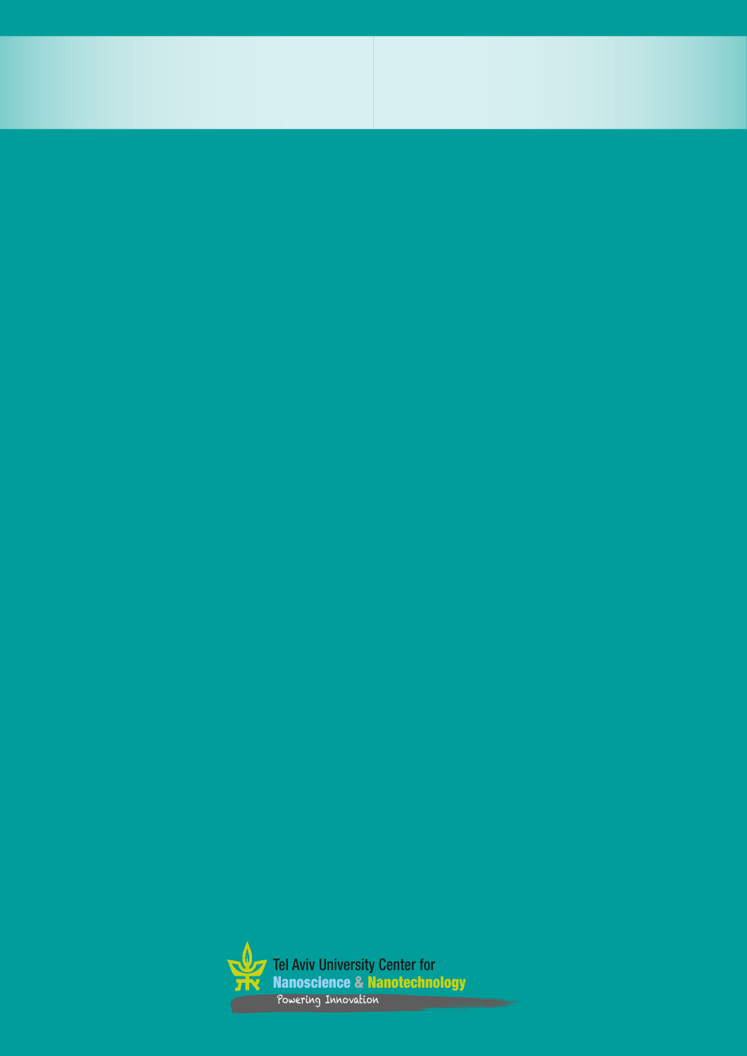Tel Aviv University Center for

Nanoscience & Nanotechnology

Powering Innovation